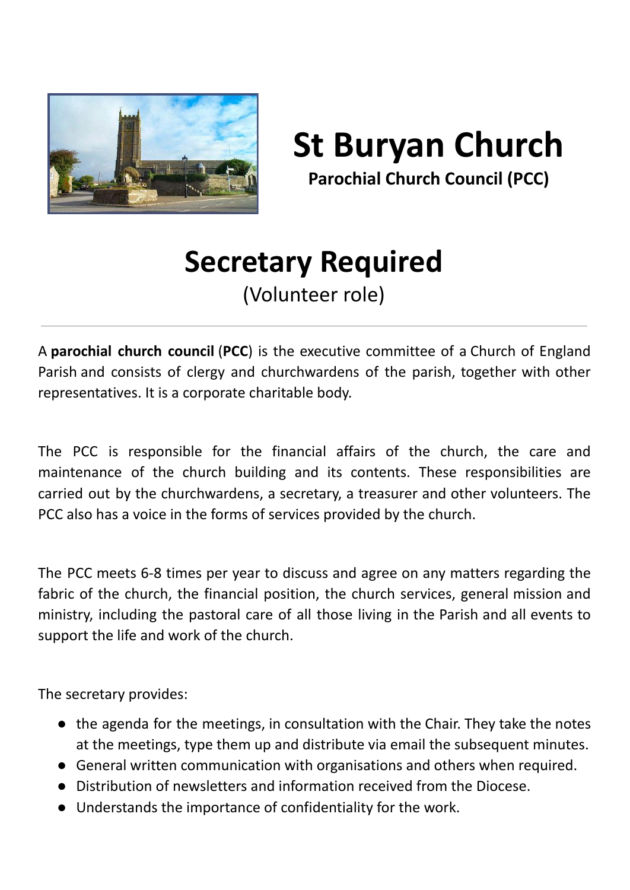# St Buryan Church

**Parochial Church Council (PCC)**

# Secretary Required

(Volunteer role)

---

A **parochial church council** (**PCC**) is the executive committee of a Church of England Parish and consists of clergy and churchwardens of the parish, together with other representatives. It is a corporate charitable body.

The PCC is responsible for the financial affairs of the church, the care and maintenance of the church building and its contents. These responsibilities are carried out by the churchwardens, a secretary, a treasurer and other volunteers. The PCC also has a voice in the forms of services provided by the church.

The PCC meets 6-8 times per year to discuss and agree on any matters regarding the fabric of the church, the financial position, the church services, general mission and ministry, including the pastoral care of all those living in the Parish and all events to support the life and work of the church.

The secretary provides:

- the agenda for the meetings, in consultation with the Chair. They take the notes at the meetings, type them up and distribute via email the subsequent minutes.
- General written communication with organisations and others when required.
- Distribution of newsletters and information received from the Diocese.
- Understands the importance of confidentiality for the work.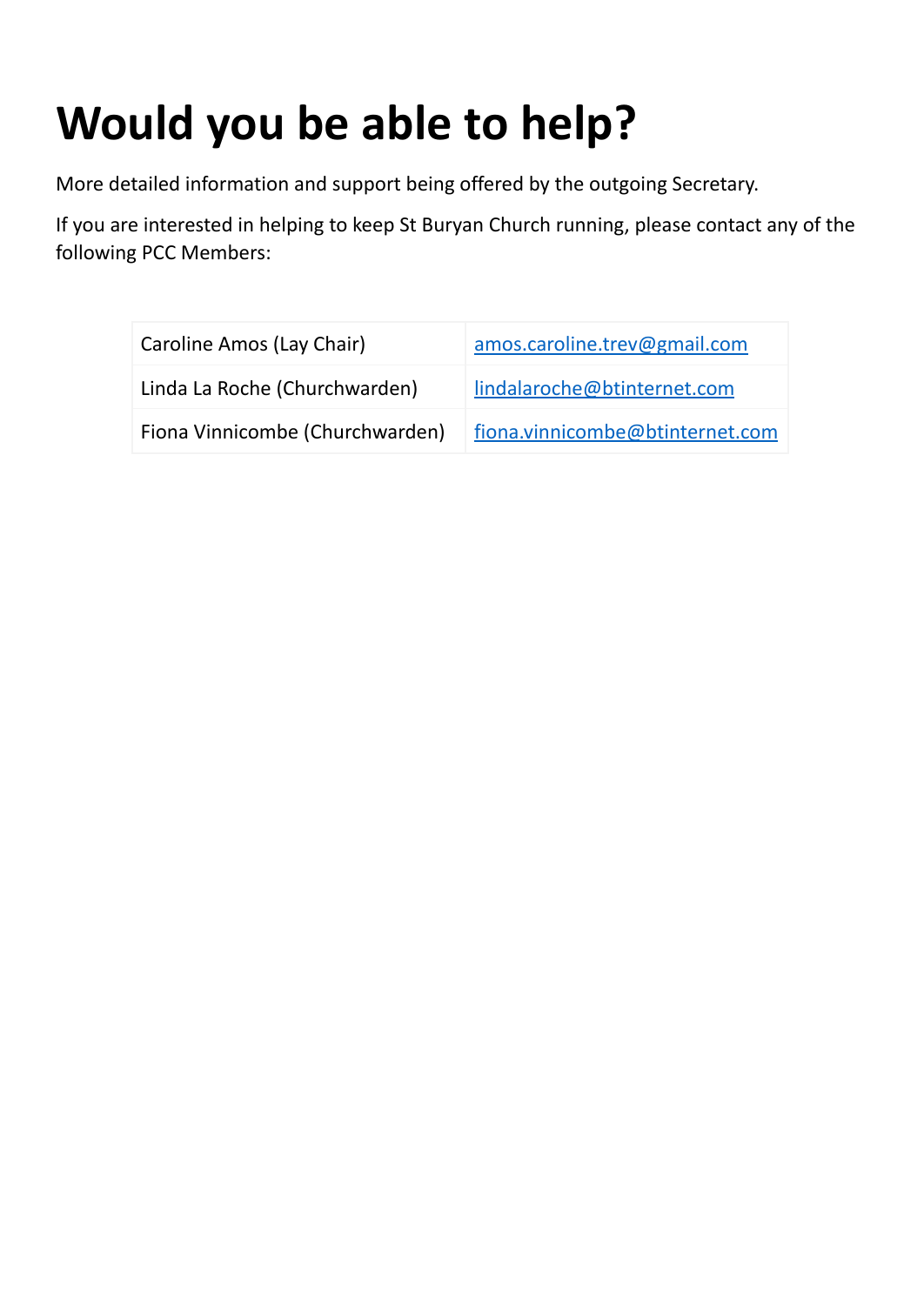# Would you be able to help?

More detailed information and support being offered by the outgoing Secretary.

If you are interested in helping to keep St Buryan Church running, please contact any of the following PCC Members:

| | |
|---|---|
| Caroline Amos (Lay Chair) | amos.caroline.trev@gmail.com |
| Linda La Roche (Churchwarden) | lindalaroche@btinternet.com |
| Fiona Vinnicombe (Churchwarden) | fiona.vinnicombe@btinternet.com |